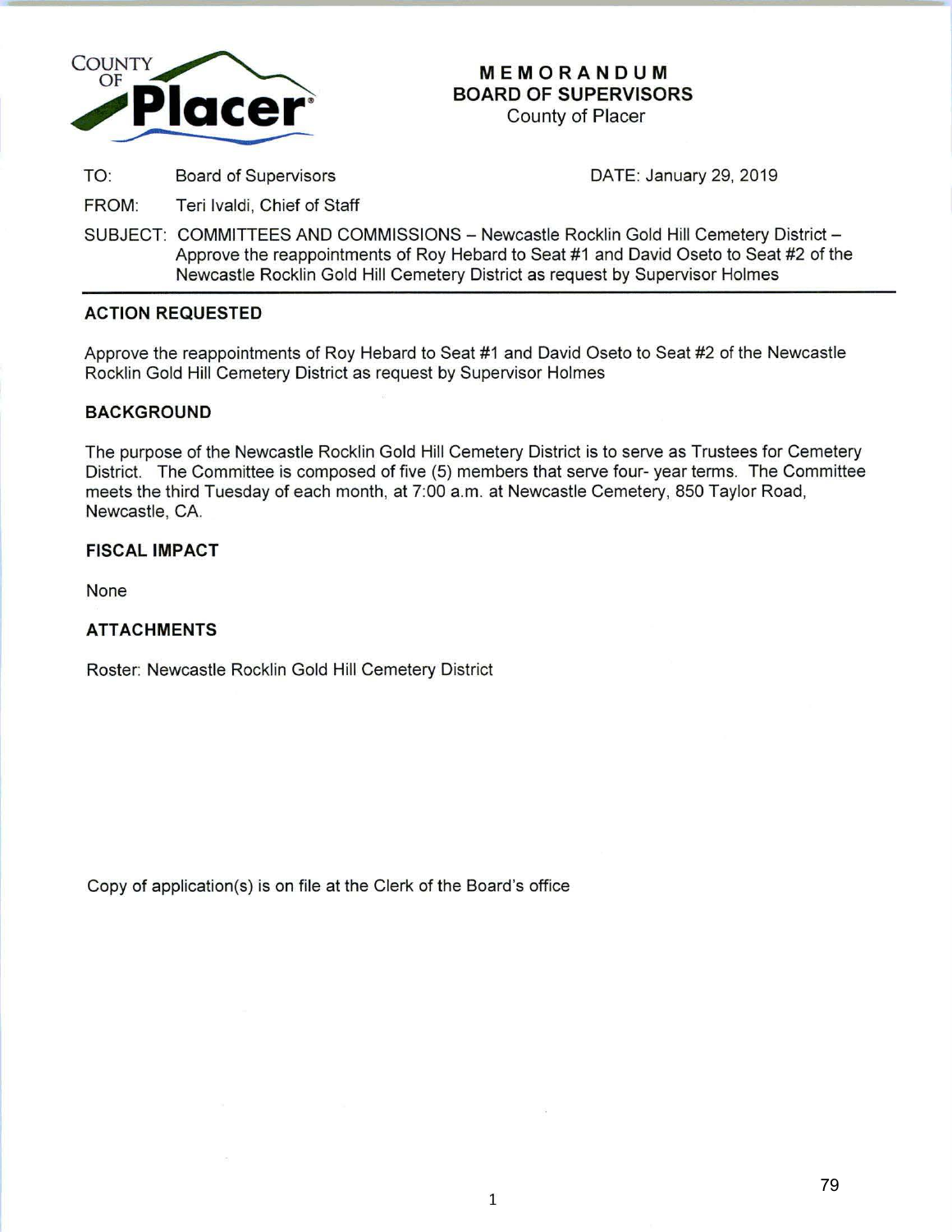COUNTY OF **Placer**

# MEMORANDUM
## BOARD OF SUPERVISORS
County of Placer

TO: Board of Supervisors

DATE: January 29, 2019

FROM: Teri Ivaldi, Chief of Staff

SUBJECT: COMMITTEES AND COMMISSIONS – Newcastle Rocklin Gold Hill Cemetery District – Approve the reappointments of Roy Hebard to Seat #1 and David Oseto to Seat #2 of the Newcastle Rocklin Gold Hill Cemetery District as request by Supervisor Holmes

---

### ACTION REQUESTED

Approve the reappointments of Roy Hebard to Seat #1 and David Oseto to Seat #2 of the Newcastle Rocklin Gold Hill Cemetery District as request by Supervisor Holmes

### BACKGROUND

The purpose of the Newcastle Rocklin Gold Hill Cemetery District is to serve as Trustees for Cemetery District. The Committee is composed of five (5) members that serve four- year terms. The Committee meets the third Tuesday of each month, at 7:00 a.m. at Newcastle Cemetery, 850 Taylor Road, Newcastle, CA.

### FISCAL IMPACT

None

### ATTACHMENTS

Roster: Newcastle Rocklin Gold Hill Cemetery District

Copy of application(s) is on file at the Clerk of the Board's office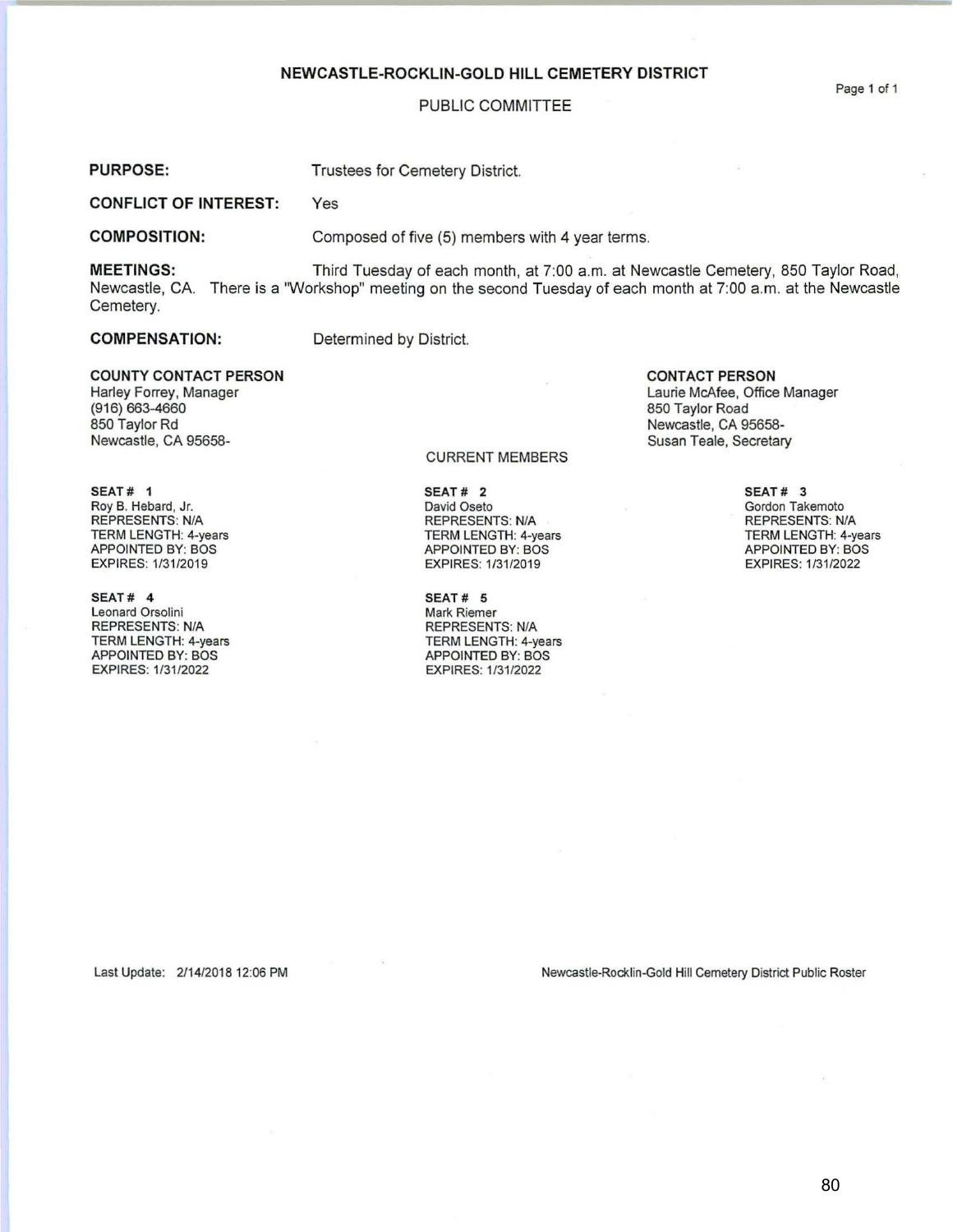# NEWCASTLE-ROCKLIN-GOLD HILL CEMETERY DISTRICT

## PUBLIC COMMITTEE

**PURPOSE:** Trustees for Cemetery District.

**CONFLICT OF INTEREST:** Yes

**COMPOSITION:** Composed of five (5) members with 4 year terms.

**MEETINGS:** Third Tuesday of each month, at 7:00 a.m. at Newcastle Cemetery, 850 Taylor Road, Newcastle, CA. There is a "Workshop" meeting on the second Tuesday of each month at 7:00 a.m. at the Newcastle Cemetery.

**COMPENSATION:** Determined by District.

**COUNTY CONTACT PERSON**
Harley Forrey, Manager
(916) 663-4660
850 Taylor Rd
Newcastle, CA 95658-

**CONTACT PERSON**
Laurie McAfee, Office Manager
850 Taylor Road
Newcastle, CA 95658-
Susan Teale, Secretary

### CURRENT MEMBERS

**SEAT # 1**
Roy B. Hebard, Jr.
REPRESENTS: N/A
TERM LENGTH: 4-years
APPOINTED BY: BOS
EXPIRES: 1/31/2019

**SEAT # 2**
David Oseto
REPRESENTS: N/A
TERM LENGTH: 4-years
APPOINTED BY: BOS
EXPIRES: 1/31/2019

**SEAT # 3**
Gordon Takemoto
REPRESENTS: N/A
TERM LENGTH: 4-years
APPOINTED BY: BOS
EXPIRES: 1/31/2022

**SEAT # 4**
Leonard Orsolini
REPRESENTS: N/A
TERM LENGTH: 4-years
APPOINTED BY: BOS
EXPIRES: 1/31/2022

**SEAT # 5**
Mark Riemer
REPRESENTS: N/A
TERM LENGTH: 4-years
APPOINTED BY: BOS
EXPIRES: 1/31/2022

Last Update: 2/14/2018 12:06 PM

Newcastle-Rocklin-Gold Hill Cemetery District Public Roster